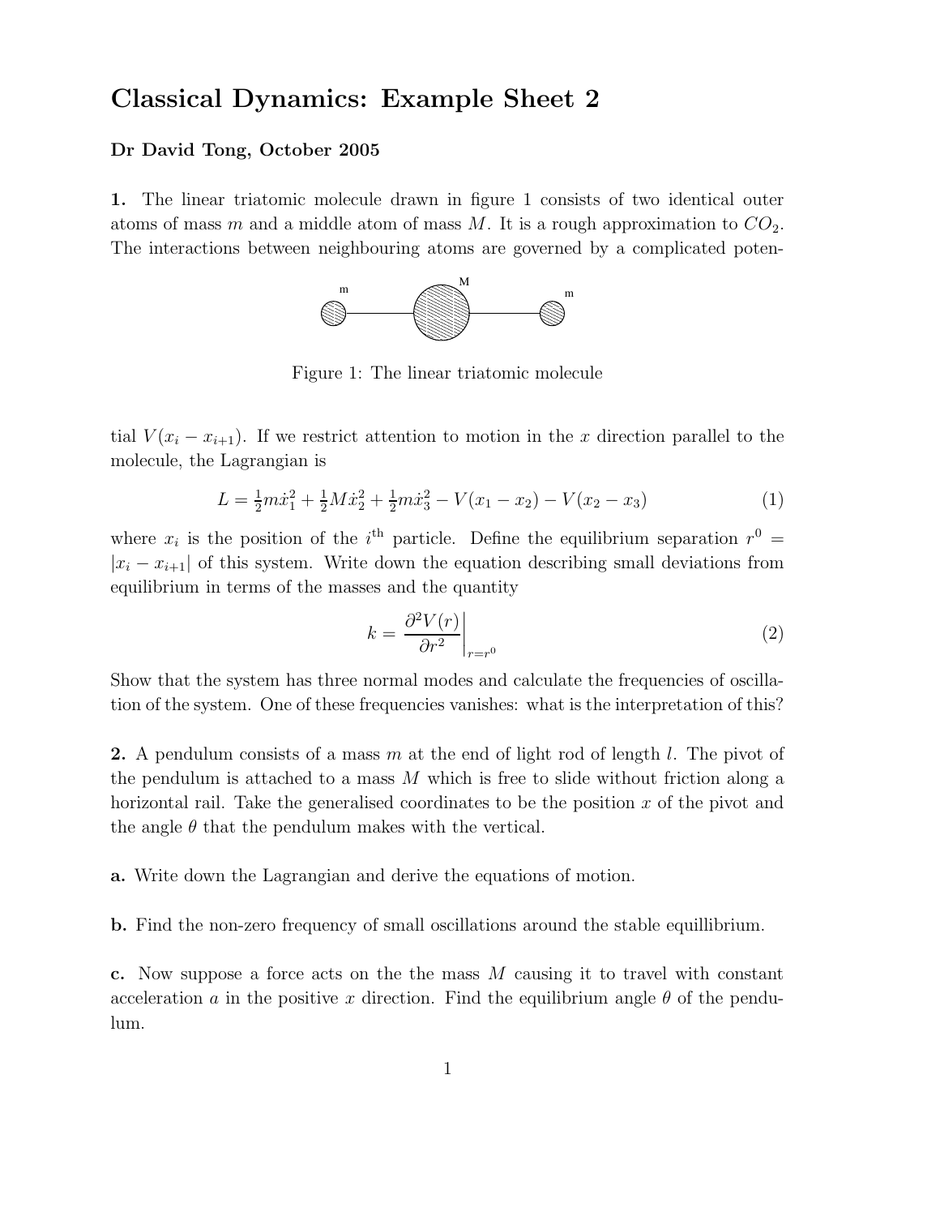# Classical Dynamics: Example Sheet 2

**Dr David Tong, October 2005**

**1.** The linear triatomic molecule drawn in figure 1 consists of two identical outer atoms of mass $m$ and a middle atom of mass $M$. It is a rough approximation to $CO_2$. The interactions between neighbouring atoms are governed by a complicated potential $V(x_i - x_{i+1})$. If we restrict attention to motion in the $x$ direction parallel to the molecule, the Lagrangian is

Figure 1: The linear triatomic molecule

$$L = \tfrac{1}{2}m\dot{x}_1^2 + \tfrac{1}{2}M\dot{x}_2^2 + \tfrac{1}{2}m\dot{x}_3^2 - V(x_1 - x_2) - V(x_2 - x_3) \tag{1}$$

where $x_i$ is the position of the $i^{\text{th}}$ particle. Define the equilibrium separation $r^0 = |x_i - x_{i+1}|$ of this system. Write down the equation describing small deviations from equilibrium in terms of the masses and the quantity

$$k = \left.\frac{\partial^2 V(r)}{\partial r^2}\right|_{r=r^0} \tag{2}$$

Show that the system has three normal modes and calculate the frequencies of oscillation of the system. One of these frequencies vanishes: what is the interpretation of this?

**2.** A pendulum consists of a mass $m$ at the end of light rod of length $l$. The pivot of the pendulum is attached to a mass $M$ which is free to slide without friction along a horizontal rail. Take the generalised coordinates to be the position $x$ of the pivot and the angle $\theta$ that the pendulum makes with the vertical.

**a.** Write down the Lagrangian and derive the equations of motion.

**b.** Find the non-zero frequency of small oscillations around the stable equillibrium.

**c.** Now suppose a force acts on the the mass $M$ causing it to travel with constant acceleration $a$ in the positive $x$ direction. Find the equilibrium angle $\theta$ of the pendulum.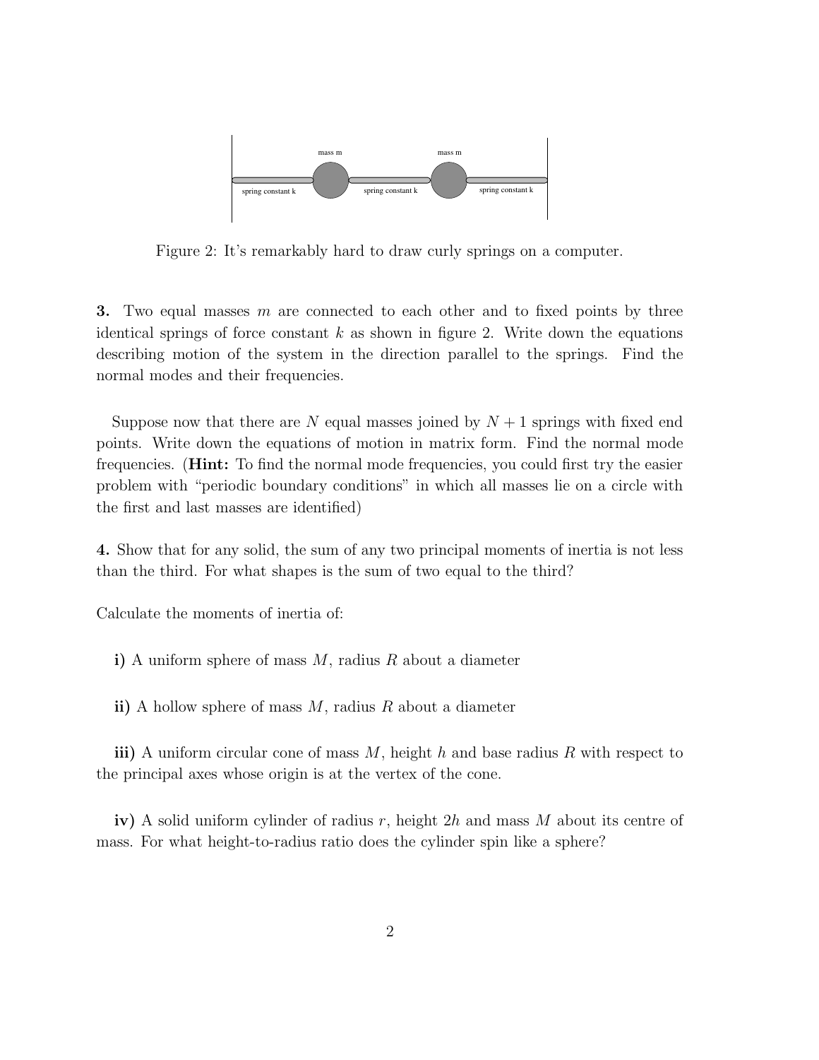Figure 2: It's remarkably hard to draw curly springs on a computer.

**3.** Two equal masses $m$ are connected to each other and to fixed points by three identical springs of force constant $k$ as shown in figure 2. Write down the equations describing motion of the system in the direction parallel to the springs. Find the normal modes and their frequencies.

Suppose now that there are $N$ equal masses joined by $N + 1$ springs with fixed end points. Write down the equations of motion in matrix form. Find the normal mode frequencies. (**Hint:** To find the normal mode frequencies, you could first try the easier problem with "periodic boundary conditions" in which all masses lie on a circle with the first and last masses are identified)

**4.** Show that for any solid, the sum of any two principal moments of inertia is not less than the third. For what shapes is the sum of two equal to the third?

Calculate the moments of inertia of:

**i)** A uniform sphere of mass $M$, radius $R$ about a diameter

**ii)** A hollow sphere of mass $M$, radius $R$ about a diameter

**iii)** A uniform circular cone of mass $M$, height $h$ and base radius $R$ with respect to the principal axes whose origin is at the vertex of the cone.

**iv)** A solid uniform cylinder of radius $r$, height $2h$ and mass $M$ about its centre of mass. For what height-to-radius ratio does the cylinder spin like a sphere?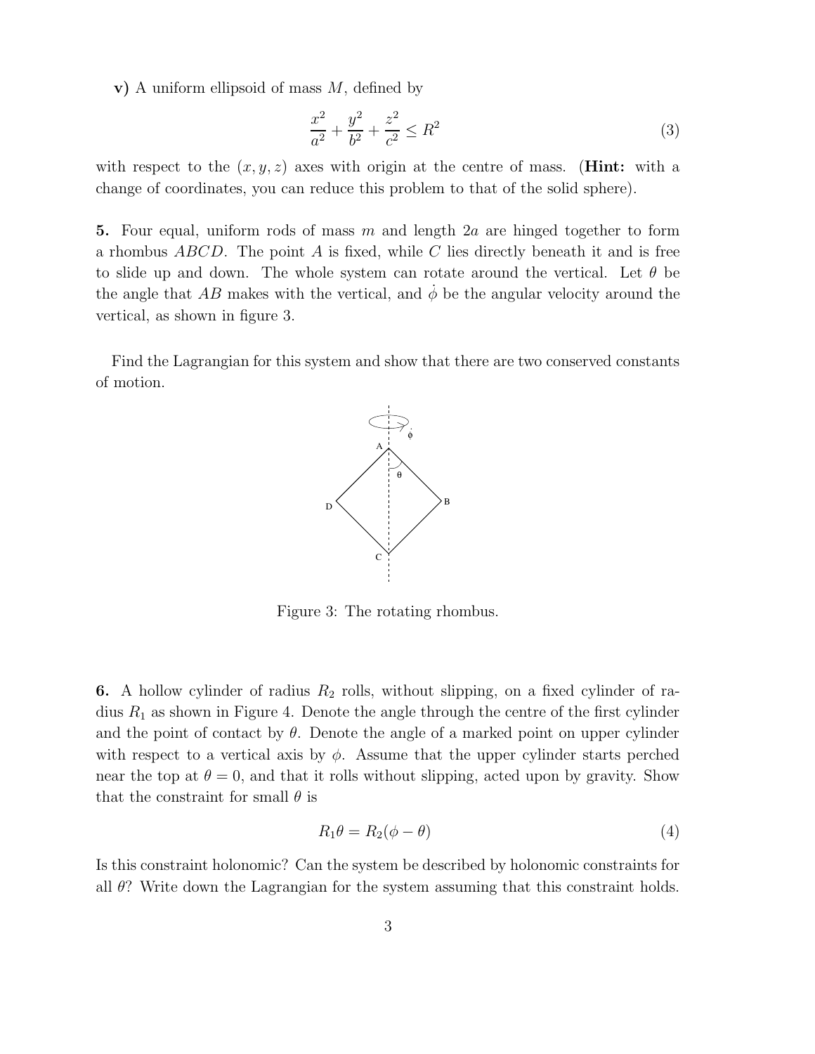**v)** A uniform ellipsoid of mass $M$, defined by

$$\frac{x^2}{a^2} + \frac{y^2}{b^2} + \frac{z^2}{c^2} \leq R^2 \tag{3}$$

with respect to the $(x, y, z)$ axes with origin at the centre of mass. (**Hint:** with a change of coordinates, you can reduce this problem to that of the solid sphere).

**5.** Four equal, uniform rods of mass $m$ and length $2a$ are hinged together to form a rhombus $ABCD$. The point $A$ is fixed, while $C$ lies directly beneath it and is free to slide up and down. The whole system can rotate around the vertical. Let $\theta$ be the angle that $AB$ makes with the vertical, and $\dot{\phi}$ be the angular velocity around the vertical, as shown in figure 3.

Find the Lagrangian for this system and show that there are two conserved constants of motion.

Figure 3: The rotating rhombus.

**6.** A hollow cylinder of radius $R_2$ rolls, without slipping, on a fixed cylinder of radius $R_1$ as shown in Figure 4. Denote the angle through the centre of the first cylinder and the point of contact by $\theta$. Denote the angle of a marked point on upper cylinder with respect to a vertical axis by $\phi$. Assume that the upper cylinder starts perched near the top at $\theta = 0$, and that it rolls without slipping, acted upon by gravity. Show that the constraint for small $\theta$ is

$$R_1\theta = R_2(\phi - \theta) \tag{4}$$

Is this constraint holonomic? Can the system be described by holonomic constraints for all $\theta$? Write down the Lagrangian for the system assuming that this constraint holds.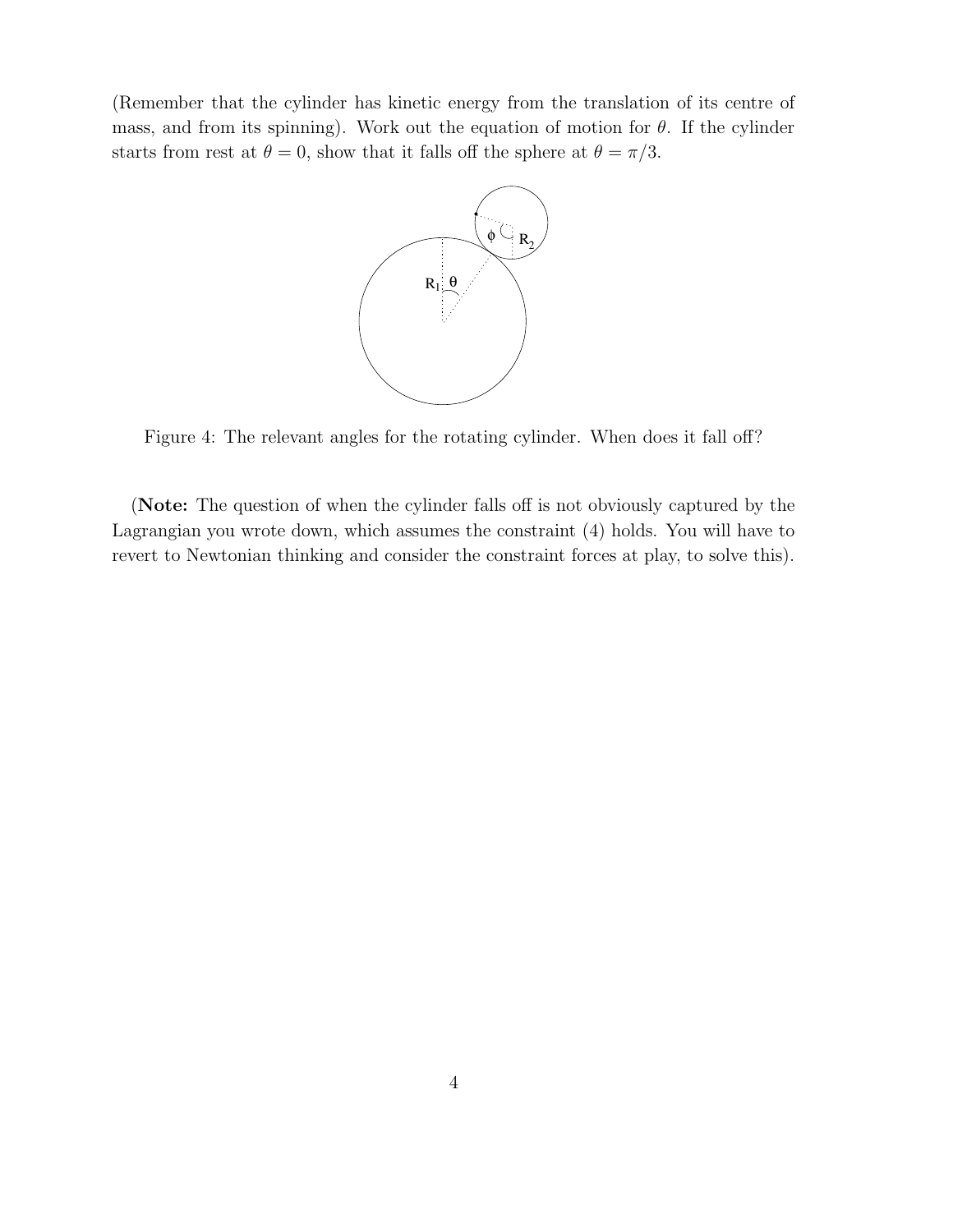(Remember that the cylinder has kinetic energy from the translation of its centre of mass, and from its spinning). Work out the equation of motion for $\theta$. If the cylinder starts from rest at $\theta = 0$, show that it falls off the sphere at $\theta = \pi/3$.

$\phi$

$R_2$

$R_1$

$\theta$

Figure 4: The relevant angles for the rotating cylinder. When does it fall off?

(**Note:** The question of when the cylinder falls off is not obviously captured by the Lagrangian you wrote down, which assumes the constraint (4) holds. You will have to revert to Newtonian thinking and consider the constraint forces at play, to solve this).